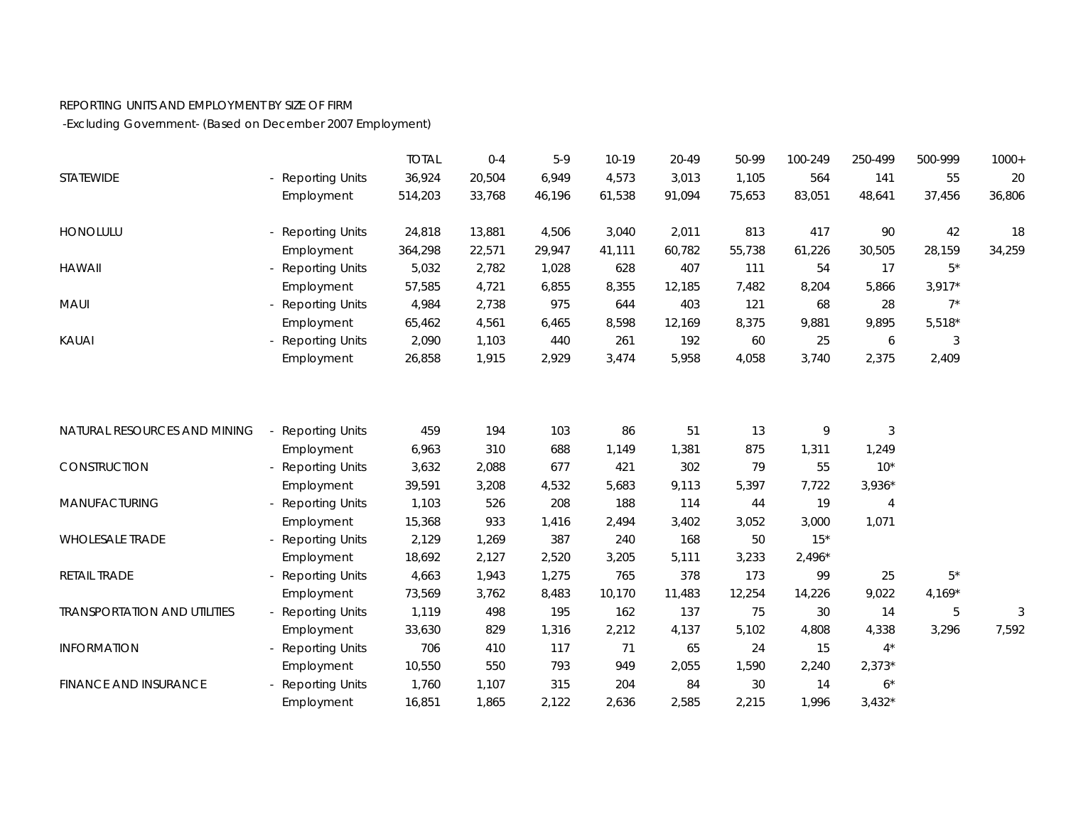REPORTING UNITS AND EMPLOYMENT BY SIZE OF FIRM

-Excluding Government- (Based on December 2007 Employment)

| | | TOTAL | 0-4 | 5-9 | 10-19 | 20-49 | 50-99 | 100-249 | 250-499 | 500-999 | 1000+ |
|---|---|---|---|---|---|---|---|---|---|---|---|
| STATEWIDE | - Reporting Units | 36,924 | 20,504 | 6,949 | 4,573 | 3,013 | 1,105 | 564 | 141 | 55 | 20 |
| | Employment | 514,203 | 33,768 | 46,196 | 61,538 | 91,094 | 75,653 | 83,051 | 48,641 | 37,456 | 36,806 |
| HONOLULU | - Reporting Units | 24,818 | 13,881 | 4,506 | 3,040 | 2,011 | 813 | 417 | 90 | 42 | 18 |
| | Employment | 364,298 | 22,571 | 29,947 | 41,111 | 60,782 | 55,738 | 61,226 | 30,505 | 28,159 | 34,259 |
| HAWAII | - Reporting Units | 5,032 | 2,782 | 1,028 | 628 | 407 | 111 | 54 | 17 | 5* | |
| | Employment | 57,585 | 4,721 | 6,855 | 8,355 | 12,185 | 7,482 | 8,204 | 5,866 | 3,917* | |
| MAUI | - Reporting Units | 4,984 | 2,738 | 975 | 644 | 403 | 121 | 68 | 28 | 7* | |
| | Employment | 65,462 | 4,561 | 6,465 | 8,598 | 12,169 | 8,375 | 9,881 | 9,895 | 5,518* | |
| KAUAI | - Reporting Units | 2,090 | 1,103 | 440 | 261 | 192 | 60 | 25 | 6 | 3 | |
| | Employment | 26,858 | 1,915 | 2,929 | 3,474 | 5,958 | 4,058 | 3,740 | 2,375 | 2,409 | |
| NATURAL RESOURCES AND MINING | - Reporting Units | 459 | 194 | 103 | 86 | 51 | 13 | 9 | 3 | | |
| | Employment | 6,963 | 310 | 688 | 1,149 | 1,381 | 875 | 1,311 | 1,249 | | |
| CONSTRUCTION | - Reporting Units | 3,632 | 2,088 | 677 | 421 | 302 | 79 | 55 | 10* | | |
| | Employment | 39,591 | 3,208 | 4,532 | 5,683 | 9,113 | 5,397 | 7,722 | 3,936* | | |
| MANUFACTURING | - Reporting Units | 1,103 | 526 | 208 | 188 | 114 | 44 | 19 | 4 | | |
| | Employment | 15,368 | 933 | 1,416 | 2,494 | 3,402 | 3,052 | 3,000 | 1,071 | | |
| WHOLESALE TRADE | - Reporting Units | 2,129 | 1,269 | 387 | 240 | 168 | 50 | 15* | | | |
| | Employment | 18,692 | 2,127 | 2,520 | 3,205 | 5,111 | 3,233 | 2,496* | | | |
| RETAIL TRADE | - Reporting Units | 4,663 | 1,943 | 1,275 | 765 | 378 | 173 | 99 | 25 | 5* | |
| | Employment | 73,569 | 3,762 | 8,483 | 10,170 | 11,483 | 12,254 | 14,226 | 9,022 | 4,169* | |
| TRANSPORTATION AND UTILITIES | - Reporting Units | 1,119 | 498 | 195 | 162 | 137 | 75 | 30 | 14 | 5 | 3 |
| | Employment | 33,630 | 829 | 1,316 | 2,212 | 4,137 | 5,102 | 4,808 | 4,338 | 3,296 | 7,592 |
| INFORMATION | - Reporting Units | 706 | 410 | 117 | 71 | 65 | 24 | 15 | 4* | | |
| | Employment | 10,550 | 550 | 793 | 949 | 2,055 | 1,590 | 2,240 | 2,373* | | |
| FINANCE AND INSURANCE | - Reporting Units | 1,760 | 1,107 | 315 | 204 | 84 | 30 | 14 | 6* | | |
| | Employment | 16,851 | 1,865 | 2,122 | 2,636 | 2,585 | 2,215 | 1,996 | 3,432* | | |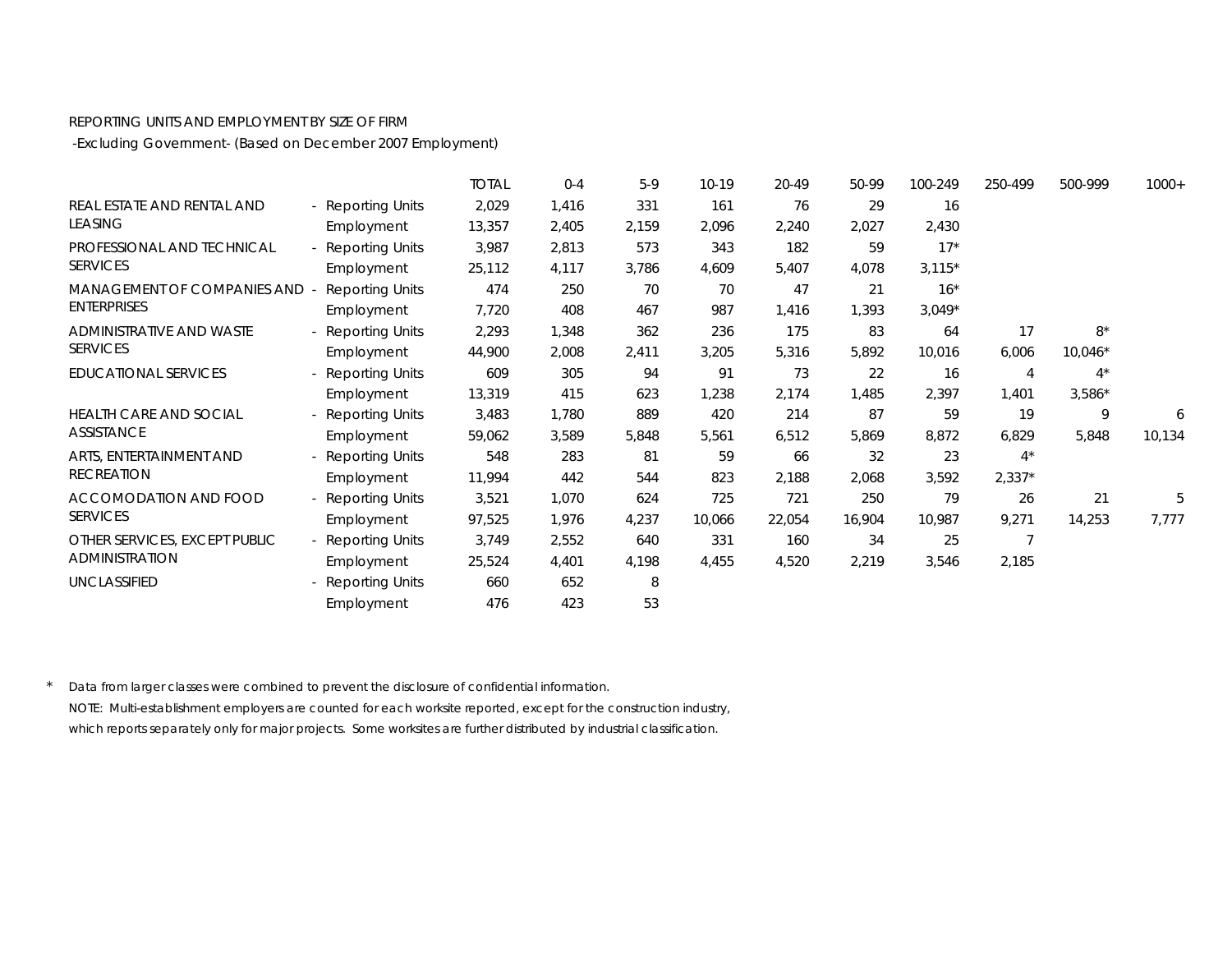REPORTING UNITS AND EMPLOYMENT BY SIZE OF FIRM

-Excluding Government- (Based on December 2007 Employment)

| | | TOTAL | 0-4 | 5-9 | 10-19 | 20-49 | 50-99 | 100-249 | 250-499 | 500-999 | 1000+ |
|---|---|---|---|---|---|---|---|---|---|---|---|
| REAL ESTATE AND RENTAL AND LEASING | - Reporting Units | 2,029 | 1,416 | 331 | 161 | 76 | 29 | 16 | | | |
| | Employment | 13,357 | 2,405 | 2,159 | 2,096 | 2,240 | 2,027 | 2,430 | | | |
| PROFESSIONAL AND TECHNICAL SERVICES | - Reporting Units | 3,987 | 2,813 | 573 | 343 | 182 | 59 | 17* | | | |
| | Employment | 25,112 | 4,117 | 3,786 | 4,609 | 5,407 | 4,078 | 3,115* | | | |
| MANAGEMENT OF COMPANIES AND ENTERPRISES | - Reporting Units | 474 | 250 | 70 | 70 | 47 | 21 | 16* | | | |
| | Employment | 7,720 | 408 | 467 | 987 | 1,416 | 1,393 | 3,049* | | | |
| ADMINISTRATIVE AND WASTE SERVICES | - Reporting Units | 2,293 | 1,348 | 362 | 236 | 175 | 83 | 64 | 17 | 8* | |
| | Employment | 44,900 | 2,008 | 2,411 | 3,205 | 5,316 | 5,892 | 10,016 | 6,006 | 10,046* | |
| EDUCATIONAL SERVICES | - Reporting Units | 609 | 305 | 94 | 91 | 73 | 22 | 16 | 4 | 4* | |
| | Employment | 13,319 | 415 | 623 | 1,238 | 2,174 | 1,485 | 2,397 | 1,401 | 3,586* | |
| HEALTH CARE AND SOCIAL ASSISTANCE | - Reporting Units | 3,483 | 1,780 | 889 | 420 | 214 | 87 | 59 | 19 | 9 | 6 |
| | Employment | 59,062 | 3,589 | 5,848 | 5,561 | 6,512 | 5,869 | 8,872 | 6,829 | 5,848 | 10,134 |
| ARTS, ENTERTAINMENT AND RECREATION | - Reporting Units | 548 | 283 | 81 | 59 | 66 | 32 | 23 | 4* | | |
| | Employment | 11,994 | 442 | 544 | 823 | 2,188 | 2,068 | 3,592 | 2,337* | | |
| ACCOMODATION AND FOOD SERVICES | - Reporting Units | 3,521 | 1,070 | 624 | 725 | 721 | 250 | 79 | 26 | 21 | 5 |
| | Employment | 97,525 | 1,976 | 4,237 | 10,066 | 22,054 | 16,904 | 10,987 | 9,271 | 14,253 | 7,777 |
| OTHER SERVICES, EXCEPT PUBLIC ADMINISTRATION | - Reporting Units | 3,749 | 2,552 | 640 | 331 | 160 | 34 | 25 | 7 | | |
| | Employment | 25,524 | 4,401 | 4,198 | 4,455 | 4,520 | 2,219 | 3,546 | 2,185 | | |
| UNCLASSIFIED | - Reporting Units | 660 | 652 | 8 | | | | | | | |
| | Employment | 476 | 423 | 53 | | | | | | | |

\* Data from larger classes were combined to prevent the disclosure of confidential information.

NOTE: Multi-establishment employers are counted for each worksite reported, except for the construction industry, which reports separately only for major projects. Some worksites are further distributed by industrial classification.